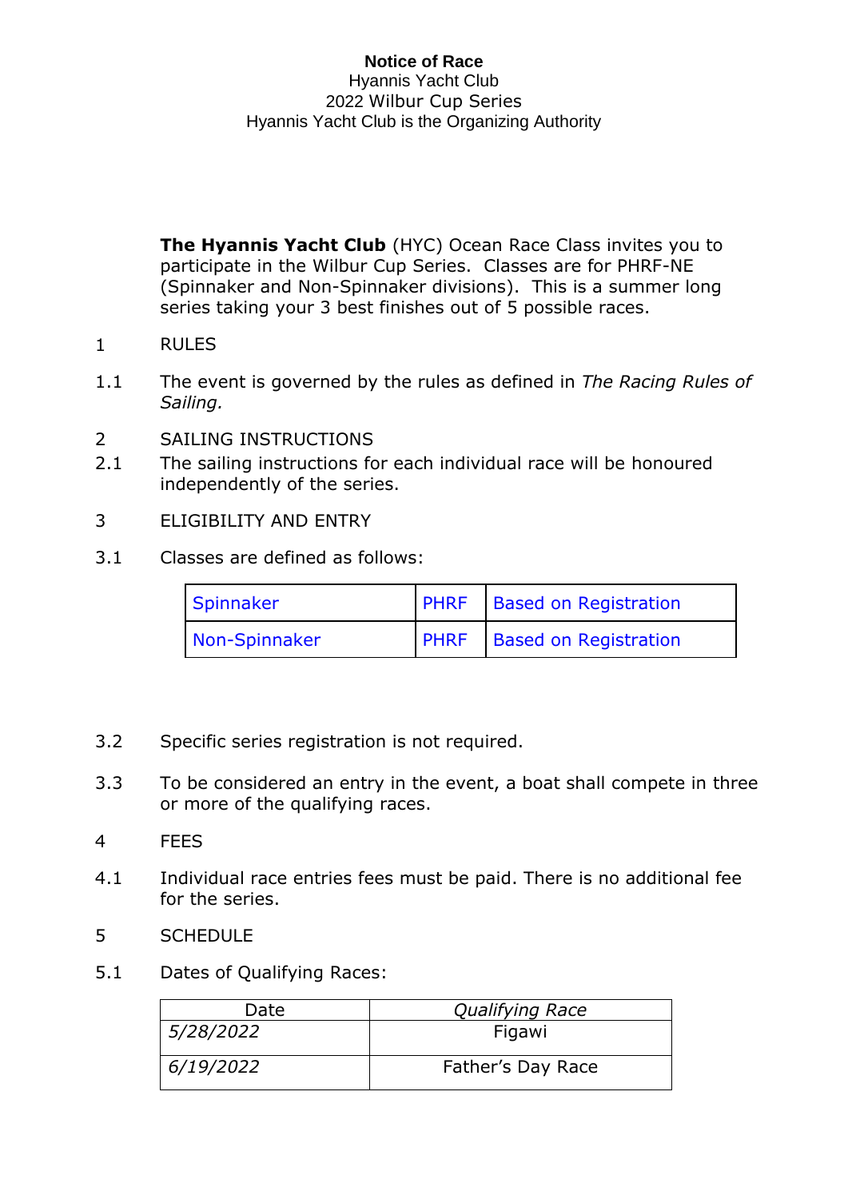**Notice of Race**
Hyannis Yacht Club
2022 Wilbur Cup Series
Hyannis Yacht Club is the Organizing Authority

**The Hyannis Yacht Club** (HYC) Ocean Race Class invites you to participate in the Wilbur Cup Series. Classes are for PHRF-NE (Spinnaker and Non-Spinnaker divisions). This is a summer long series taking your 3 best finishes out of 5 possible races.

1 RULES

1.1 The event is governed by the rules as defined in *The Racing Rules of Sailing.*

2 SAILING INSTRUCTIONS

2.1 The sailing instructions for each individual race will be honoured independently of the series.

3 ELIGIBILITY AND ENTRY

3.1 Classes are defined as follows:

| | | |
|---|---|---|
| Spinnaker | PHRF | Based on Registration |
| Non-Spinnaker | PHRF | Based on Registration |

3.2 Specific series registration is not required.

3.3 To be considered an entry in the event, a boat shall compete in three or more of the qualifying races.

4 FEES

4.1 Individual race entries fees must be paid. There is no additional fee for the series.

5 SCHEDULE

5.1 Dates of Qualifying Races:

| Date | *Qualifying Race* |
|---|---|
| *5/28/2022* | Figawi |
| *6/19/2022* | Father's Day Race |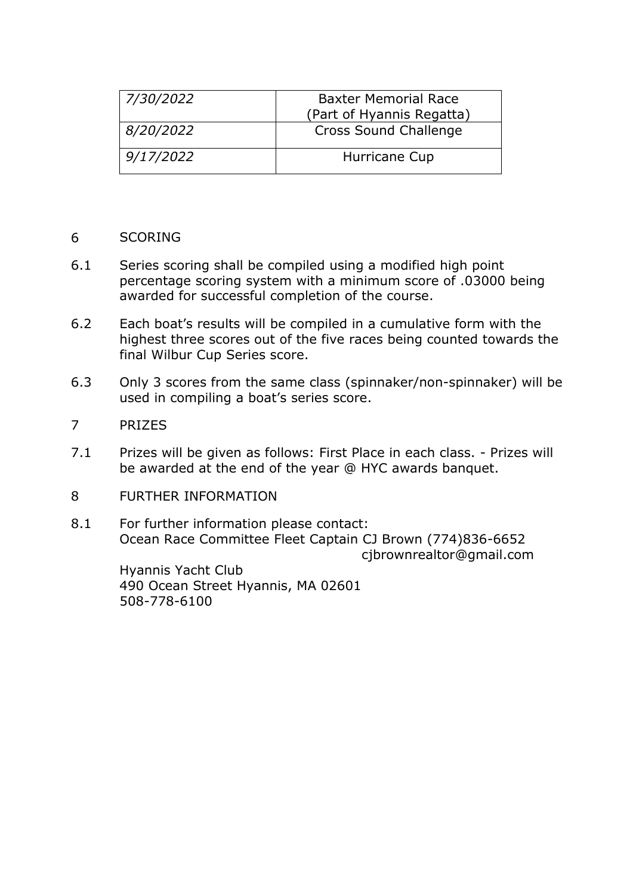| | |
|---|---|
| *7/30/2022* | Baxter Memorial Race (Part of Hyannis Regatta) |
| *8/20/2022* | Cross Sound Challenge |
| *9/17/2022* | Hurricane Cup |

## 6 SCORING

6.1 Series scoring shall be compiled using a modified high point percentage scoring system with a minimum score of .03000 being awarded for successful completion of the course.

6.2 Each boat's results will be compiled in a cumulative form with the highest three scores out of the five races being counted towards the final Wilbur Cup Series score.

6.3 Only 3 scores from the same class (spinnaker/non-spinnaker) will be used in compiling a boat's series score.

## 7 PRIZES

7.1 Prizes will be given as follows: First Place in each class. - Prizes will be awarded at the end of the year @ HYC awards banquet.

## 8 FURTHER INFORMATION

8.1 For further information please contact:
Ocean Race Committee Fleet Captain CJ Brown (774)836-6652
cjbrownrealtor@gmail.com

Hyannis Yacht Club
490 Ocean Street Hyannis, MA 02601
508-778-6100